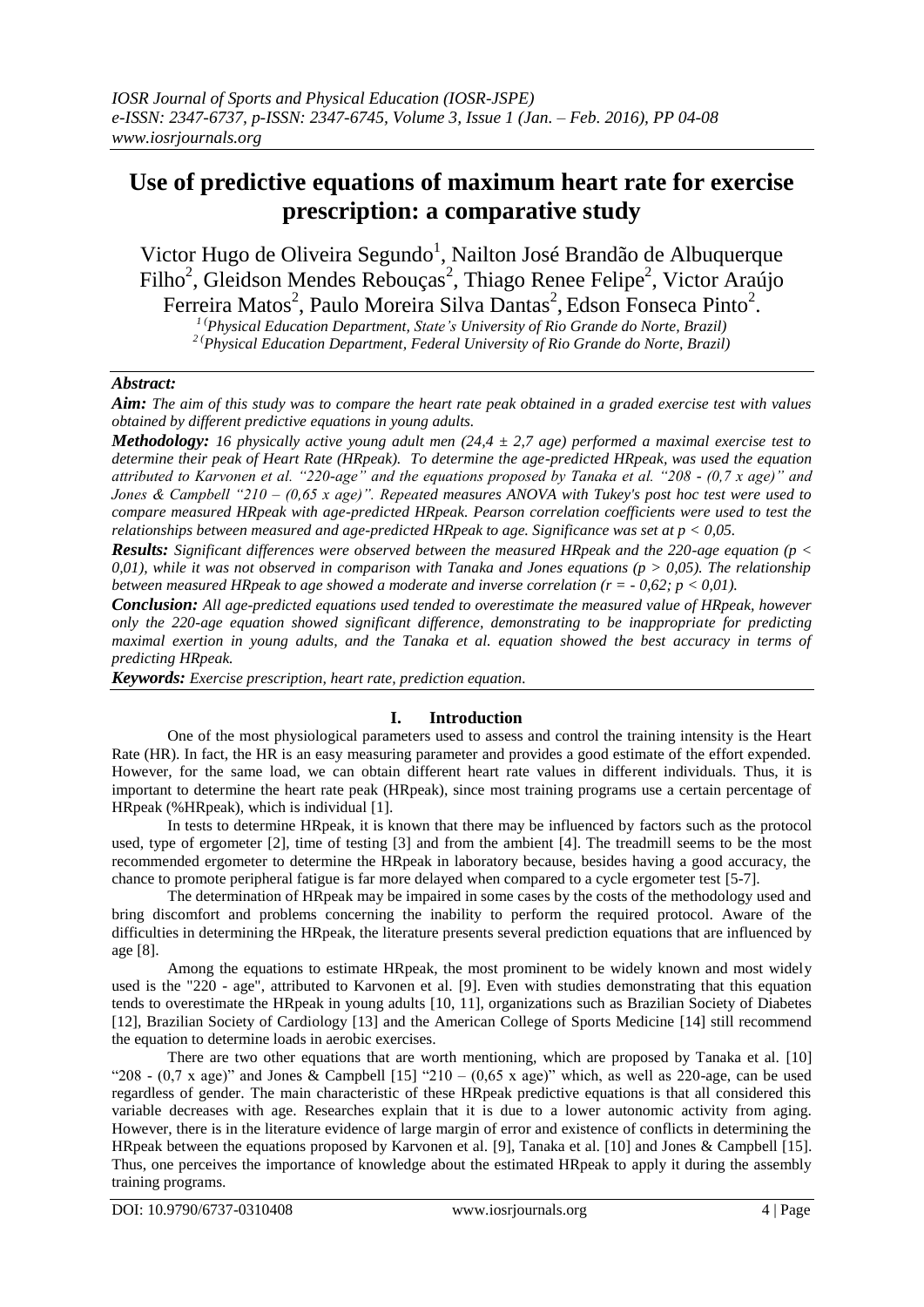# Use of predictive equations of maximum heart rate for exercise prescription: a comparative study

Victor Hugo de Oliveira Segundo[1], Nailton José Brandão de Albuquerque Filho[2], Gleidson Mendes Rebouças[2], Thiago Renee Felipe[2], Victor Araújo Ferreira Matos[2], Paulo Moreira Silva Dantas[2], Edson Fonseca Pinto[2].

[1] (Physical Education Department, State's University of Rio Grande do Norte, Brazil)
[2] (Physical Education Department, Federal University of Rio Grande do Norte, Brazil)

***Abstract:***

***Aim:*** *The aim of this study was to compare the heart rate peak obtained in a graded exercise test with values obtained by different predictive equations in young adults.*

***Methodology:*** *16 physically active young adult men (24,4 ± 2,7 age) performed a maximal exercise test to determine their peak of Heart Rate (HRpeak). To determine the age-predicted HRpeak, was used the equation attributed to Karvonen et al. "220-age" and the equations proposed by Tanaka et al. "208 - (0,7 x age)" and Jones & Campbell "210 – (0,65 x age)". Repeated measures ANOVA with Tukey's post hoc test were used to compare measured HRpeak with age-predicted HRpeak. Pearson correlation coefficients were used to test the relationships between measured and age-predicted HRpeak to age. Significance was set at $p < 0,05$.*

***Results:*** *Significant differences were observed between the measured HRpeak and the 220-age equation ($p < 0,01$), while it was not observed in comparison with Tanaka and Jones equations ($p > 0,05$). The relationship between measured HRpeak to age showed a moderate and inverse correlation ($r = - 0,62$; $p < 0,01$).*

***Conclusion:*** *All age-predicted equations used tended to overestimate the measured value of HRpeak, however only the 220-age equation showed significant difference, demonstrating to be inappropriate for predicting maximal exertion in young adults, and the Tanaka et al. equation showed the best accuracy in terms of predicting HRpeak.*

***Keywords:*** *Exercise prescription, heart rate, prediction equation.*

## I. Introduction

One of the most physiological parameters used to assess and control the training intensity is the Heart Rate (HR). In fact, the HR is an easy measuring parameter and provides a good estimate of the effort expended. However, for the same load, we can obtain different heart rate values in different individuals. Thus, it is important to determine the heart rate peak (HRpeak), since most training programs use a certain percentage of HRpeak (%HRpeak), which is individual [1].

In tests to determine HRpeak, it is known that there may be influenced by factors such as the protocol used, type of ergometer [2], time of testing [3] and from the ambient [4]. The treadmill seems to be the most recommended ergometer to determine the HRpeak in laboratory because, besides having a good accuracy, the chance to promote peripheral fatigue is far more delayed when compared to a cycle ergometer test [5-7].

The determination of HRpeak may be impaired in some cases by the costs of the methodology used and bring discomfort and problems concerning the inability to perform the required protocol. Aware of the difficulties in determining the HRpeak, the literature presents several prediction equations that are influenced by age [8].

Among the equations to estimate HRpeak, the most prominent to be widely known and most widely used is the "220 - age", attributed to Karvonen et al. [9]. Even with studies demonstrating that this equation tends to overestimate the HRpeak in young adults [10, 11], organizations such as Brazilian Society of Diabetes [12], Brazilian Society of Cardiology [13] and the American College of Sports Medicine [14] still recommend the equation to determine loads in aerobic exercises.

There are two other equations that are worth mentioning, which are proposed by Tanaka et al. [10] "208 - (0,7 x age)" and Jones & Campbell [15] "210 – (0,65 x age)" which, as well as 220-age, can be used regardless of gender. The main characteristic of these HRpeak predictive equations is that all considered this variable decreases with age. Researches explain that it is due to a lower autonomic activity from aging. However, there is in the literature evidence of large margin of error and existence of conflicts in determining the HRpeak between the equations proposed by Karvonen et al. [9], Tanaka et al. [10] and Jones & Campbell [15]. Thus, one perceives the importance of knowledge about the estimated HRpeak to apply it during the assembly training programs.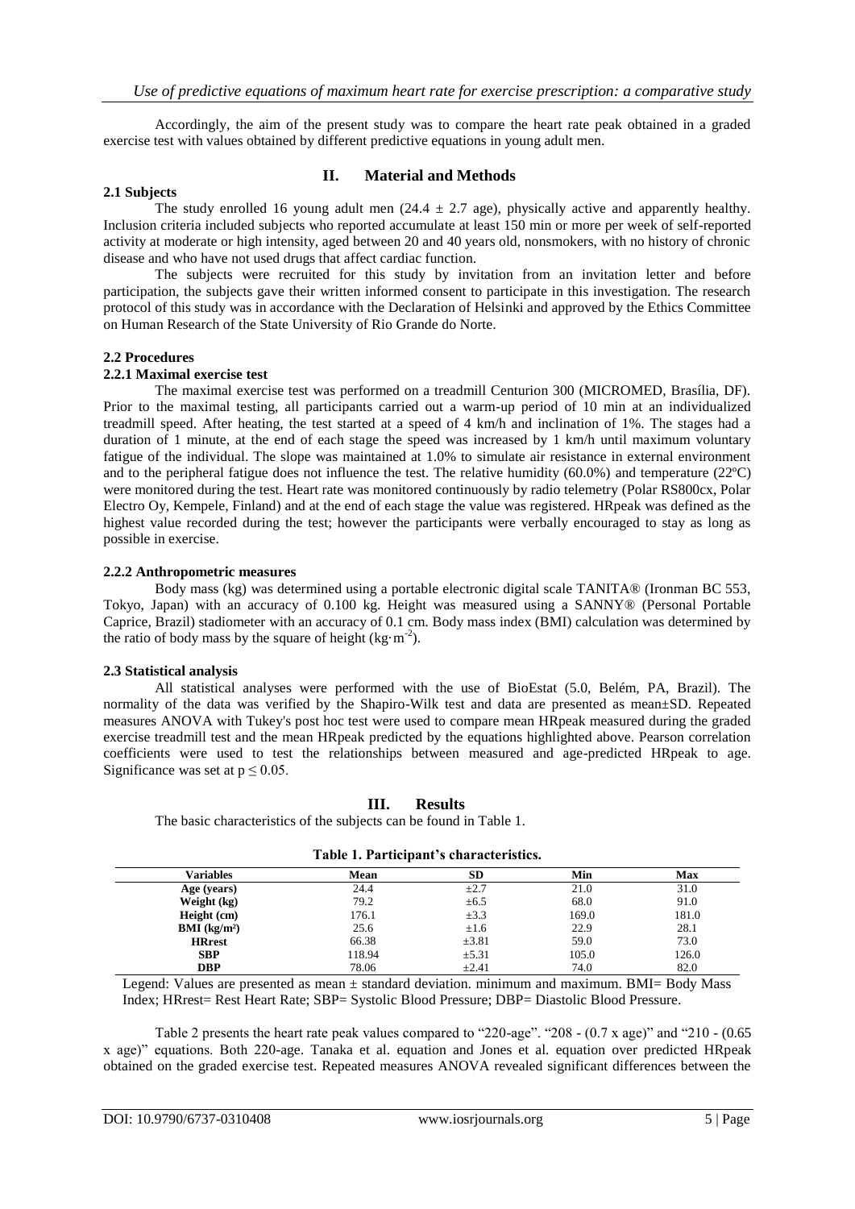Accordingly, the aim of the present study was to compare the heart rate peak obtained in a graded exercise test with values obtained by different predictive equations in young adult men.

## II. Material and Methods

### 2.1 Subjects

The study enrolled 16 young adult men ($24.4 \pm 2.7$ age), physically active and apparently healthy. Inclusion criteria included subjects who reported accumulate at least 150 min or more per week of self-reported activity at moderate or high intensity, aged between 20 and 40 years old, nonsmokers, with no history of chronic disease and who have not used drugs that affect cardiac function.

The subjects were recruited for this study by invitation from an invitation letter and before participation, the subjects gave their written informed consent to participate in this investigation. The research protocol of this study was in accordance with the Declaration of Helsinki and approved by the Ethics Committee on Human Research of the State University of Rio Grande do Norte.

### 2.2 Procedures

#### 2.2.1 Maximal exercise test

The maximal exercise test was performed on a treadmill Centurion 300 (MICROMED, Brasília, DF). Prior to the maximal testing, all participants carried out a warm-up period of 10 min at an individualized treadmill speed. After heating, the test started at a speed of 4 km/h and inclination of 1%. The stages had a duration of 1 minute, at the end of each stage the speed was increased by 1 km/h until maximum voluntary fatigue of the individual. The slope was maintained at 1.0% to simulate air resistance in external environment and to the peripheral fatigue does not influence the test. The relative humidity (60.0%) and temperature (22ºC) were monitored during the test. Heart rate was monitored continuously by radio telemetry (Polar RS800cx, Polar Electro Oy, Kempele, Finland) and at the end of each stage the value was registered. HRpeak was defined as the highest value recorded during the test; however the participants were verbally encouraged to stay as long as possible in exercise.

#### 2.2.2 Anthropometric measures

Body mass (kg) was determined using a portable electronic digital scale TANITA® (Ironman BC 553, Tokyo, Japan) with an accuracy of 0.100 kg. Height was measured using a SANNY® (Personal Portable Caprice, Brazil) stadiometer with an accuracy of 0.1 cm. Body mass index (BMI) calculation was determined by the ratio of body mass by the square of height ($kg \cdot m^{-2}$).

### 2.3 Statistical analysis

All statistical analyses were performed with the use of BioEstat (5.0, Belém, PA, Brazil). The normality of the data was verified by the Shapiro-Wilk test and data are presented as mean±SD. Repeated measures ANOVA with Tukey's post hoc test were used to compare mean HRpeak measured during the graded exercise treadmill test and the mean HRpeak predicted by the equations highlighted above. Pearson correlation coefficients were used to test the relationships between measured and age-predicted HRpeak to age. Significance was set at $p \leq 0.05$.

## III. Results

The basic characteristics of the subjects can be found in Table 1.

**Table 1. Participant's characteristics.**

| Variables | Mean | SD | Min | Max |
|---|---|---|---|---|
| Age (years) | 24.4 | ±2.7 | 21.0 | 31.0 |
| Weight (kg) | 79.2 | ±6.5 | 68.0 | 91.0 |
| Height (cm) | 176.1 | ±3.3 | 169.0 | 181.0 |
| BMI ($kg/m^2$) | 25.6 | ±1.6 | 22.9 | 28.1 |
| HRrest | 66.38 | ±3.81 | 59.0 | 73.0 |
| SBP | 118.94 | ±5.31 | 105.0 | 126.0 |
| DBP | 78.06 | ±2.41 | 74.0 | 82.0 |

Legend: Values are presented as mean ± standard deviation. minimum and maximum. BMI= Body Mass Index; HRrest= Rest Heart Rate; SBP= Systolic Blood Pressure; DBP= Diastolic Blood Pressure.

Table 2 presents the heart rate peak values compared to "220-age". "208 - (0.7 x age)" and "210 - (0.65 x age)" equations. Both 220-age. Tanaka et al. equation and Jones et al. equation over predicted HRpeak obtained on the graded exercise test. Repeated measures ANOVA revealed significant differences between the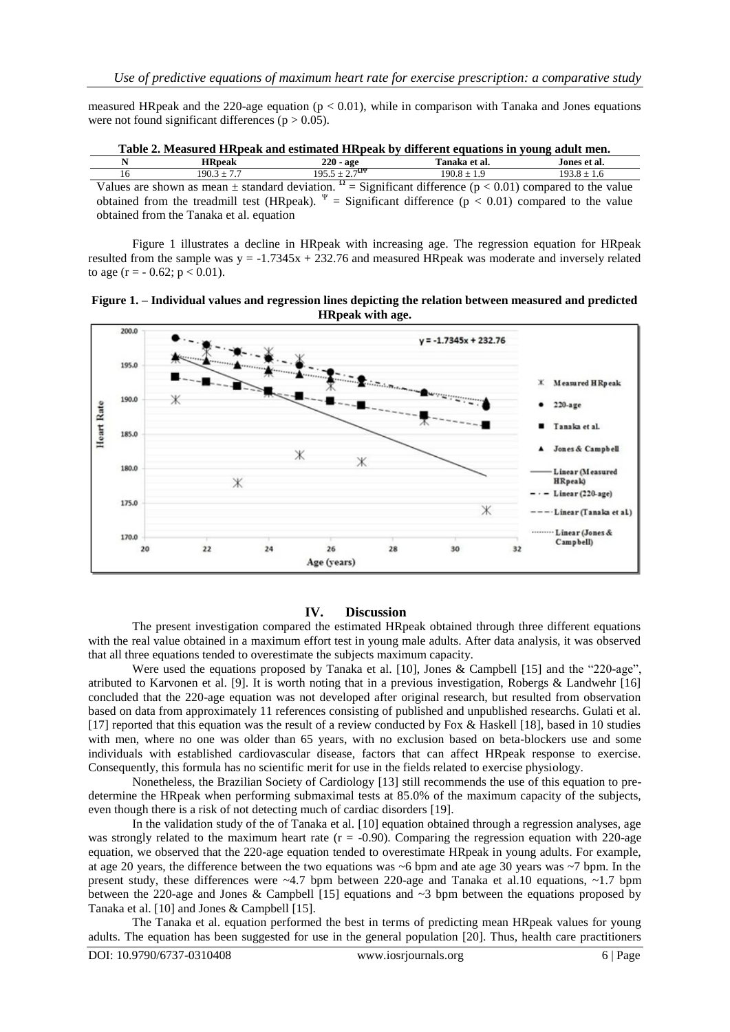measured HRpeak and the 220-age equation ($p < 0.01$), while in comparison with Tanaka and Jones equations were not found significant differences ($p > 0.05$).

**Table 2. Measured HRpeak and estimated HRpeak by different equations in young adult men.**

| N | HRpeak | 220 - age | Tanaka et al. | Jones et al. |
|---|---|---|---|---|
| 16 | 190.3 ± 7.7 | 195.5 ± 2.7$^{\Omega\Psi}$ | 190.8 ± 1.9 | 193.8 ± 1.6 |

Values are shown as mean ± standard deviation. $^{\Omega}$ = Significant difference ($p < 0.01$) compared to the value obtained from the treadmill test (HRpeak). $^{\Psi}$ = Significant difference ($p < 0.01$) compared to the value obtained from the Tanaka et al. equation

Figure 1 illustrates a decline in HRpeak with increasing age. The regression equation for HRpeak resulted from the sample was $y = -1.7345x + 232.76$ and measured HRpeak was moderate and inversely related to age ($r = -0.62$; $p < 0.01$).

**Figure 1. – Individual values and regression lines depicting the relation between measured and predicted HRpeak with age.**

## IV. Discussion

The present investigation compared the estimated HRpeak obtained through three different equations with the real value obtained in a maximum effort test in young male adults. After data analysis, it was observed that all three equations tended to overestimate the subjects maximum capacity.

Were used the equations proposed by Tanaka et al. [10], Jones & Campbell [15] and the "220-age", atributed to Karvonen et al. [9]. It is worth noting that in a previous investigation, Robergs & Landwehr [16] concluded that the 220-age equation was not developed after original research, but resulted from observation based on data from approximately 11 references consisting of published and unpublished researchs. Gulati et al. [17] reported that this equation was the result of a review conducted by Fox & Haskell [18], based in 10 studies with men, where no one was older than 65 years, with no exclusion based on beta-blockers use and some individuals with established cardiovascular disease, factors that can affect HRpeak response to exercise. Consequently, this formula has no scientific merit for use in the fields related to exercise physiology.

Nonetheless, the Brazilian Society of Cardiology [13] still recommends the use of this equation to pre-determine the HRpeak when performing submaximal tests at 85.0% of the maximum capacity of the subjects, even though there is a risk of not detecting much of cardiac disorders [19].

In the validation study of the of Tanaka et al. [10] equation obtained through a regression analyses, age was strongly related to the maximum heart rate ($r = -0.90$). Comparing the regression equation with 220-age equation, we observed that the 220-age equation tended to overestimate HRpeak in young adults. For example, at age 20 years, the difference between the two equations was ~6 bpm and ate age 30 years was ~7 bpm. In the present study, these differences were ~4.7 bpm between 220-age and Tanaka et al.10 equations, ~1.7 bpm between the 220-age and Jones & Campbell [15] equations and ~3 bpm between the equations proposed by Tanaka et al. [10] and Jones & Campbell [15].

The Tanaka et al. equation performed the best in terms of predicting mean HRpeak values for young adults. The equation has been suggested for use in the general population [20]. Thus, health care practitioners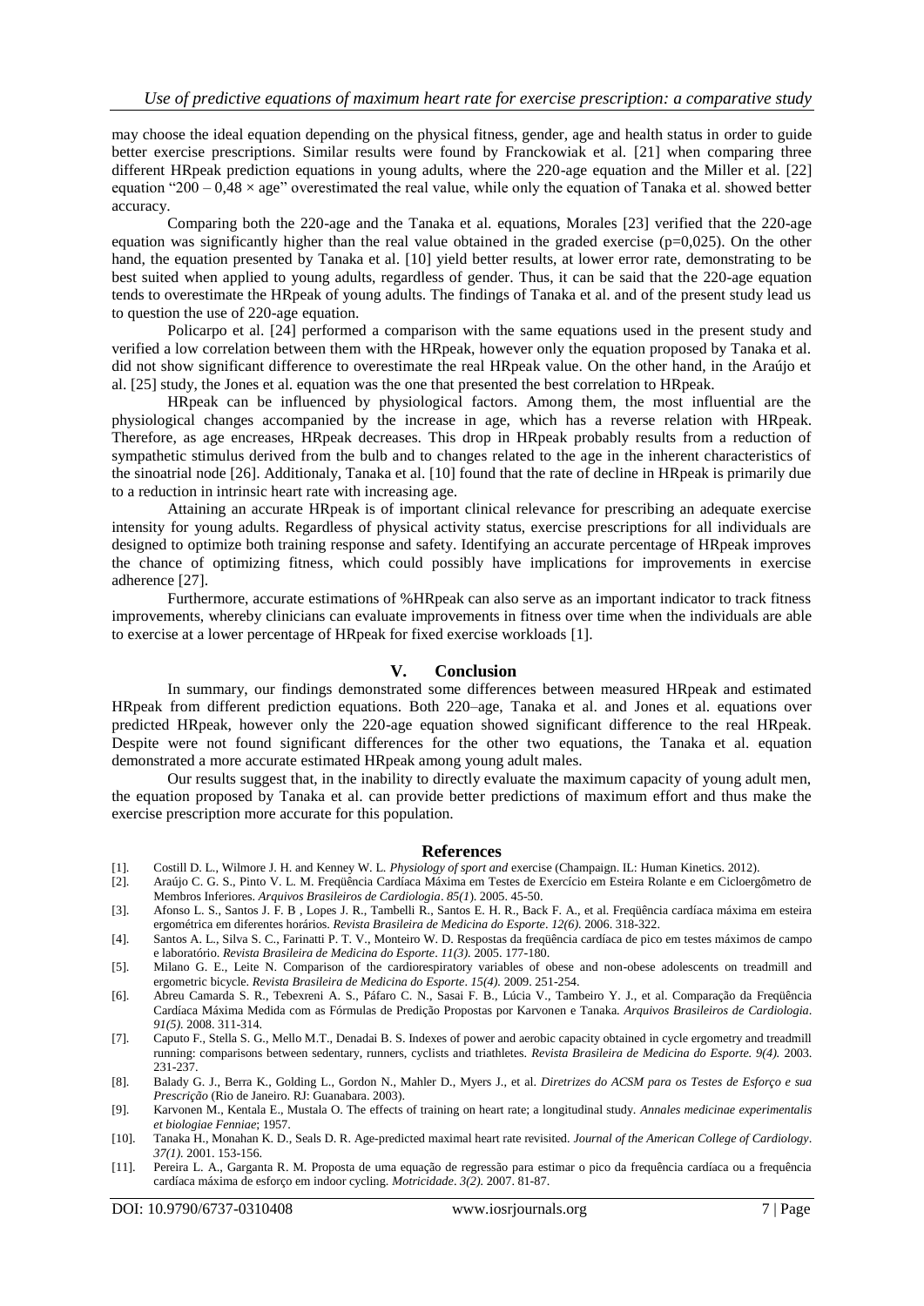may choose the ideal equation depending on the physical fitness, gender, age and health status in order to guide better exercise prescriptions. Similar results were found by Franckowiak et al. [21] when comparing three different HRpeak prediction equations in young adults, where the 220-age equation and the Miller et al. [22] equation "$200 – 0{,}48 \times$ age" overestimated the real value, while only the equation of Tanaka et al. showed better accuracy.

Comparing both the 220-age and the Tanaka et al. equations, Morales [23] verified that the 220-age equation was significantly higher than the real value obtained in the graded exercise ($p=0{,}025$). On the other hand, the equation presented by Tanaka et al. [10] yield better results, at lower error rate, demonstrating to be best suited when applied to young adults, regardless of gender. Thus, it can be said that the 220-age equation tends to overestimate the HRpeak of young adults. The findings of Tanaka et al. and of the present study lead us to question the use of 220-age equation.

Policarpo et al. [24] performed a comparison with the same equations used in the present study and verified a low correlation between them with the HRpeak, however only the equation proposed by Tanaka et al. did not show significant difference to overestimate the real HRpeak value. On the other hand, in the Araújo et al. [25] study, the Jones et al. equation was the one that presented the best correlation to HRpeak.

HRpeak can be influenced by physiological factors. Among them, the most influential are the physiological changes accompanied by the increase in age, which has a reverse relation with HRpeak. Therefore, as age encreases, HRpeak decreases. This drop in HRpeak probably results from a reduction of sympathetic stimulus derived from the bulb and to changes related to the age in the inherent characteristics of the sinoatrial node [26]. Additionaly, Tanaka et al. [10] found that the rate of decline in HRpeak is primarily due to a reduction in intrinsic heart rate with increasing age.

Attaining an accurate HRpeak is of important clinical relevance for prescribing an adequate exercise intensity for young adults. Regardless of physical activity status, exercise prescriptions for all individuals are designed to optimize both training response and safety. Identifying an accurate percentage of HRpeak improves the chance of optimizing fitness, which could possibly have implications for improvements in exercise adherence [27].

Furthermore, accurate estimations of %HRpeak can also serve as an important indicator to track fitness improvements, whereby clinicians can evaluate improvements in fitness over time when the individuals are able to exercise at a lower percentage of HRpeak for fixed exercise workloads [1].

## V. Conclusion

In summary, our findings demonstrated some differences between measured HRpeak and estimated HRpeak from different prediction equations. Both 220–age, Tanaka et al. and Jones et al. equations over predicted HRpeak, however only the 220-age equation showed significant difference to the real HRpeak. Despite were not found significant differences for the other two equations, the Tanaka et al. equation demonstrated a more accurate estimated HRpeak among young adult males.

Our results suggest that, in the inability to directly evaluate the maximum capacity of young adult men, the equation proposed by Tanaka et al. can provide better predictions of maximum effort and thus make the exercise prescription more accurate for this population.

## References

[1]. Costill D. L., Wilmore J. H. and Kenney W. L. *Physiology of sport and* exercise (Champaign. IL: Human Kinetics. 2012).

[2]. Araújo C. G. S., Pinto V. L. M. Freqüência Cardíaca Máxima em Testes de Exercício em Esteira Rolante e em Cicloergômetro de Membros Inferiores. *Arquivos Brasileiros de Cardiologia*. *85(1*). 2005. 45-50.

[3]. Afonso L. S., Santos J. F. B , Lopes J. R., Tambelli R., Santos E. H. R., Back F. A., et al. Freqüência cardíaca máxima em esteira ergométrica em diferentes horários. *Revista Brasileira de Medicina do Esporte*. *12(6).* 2006. 318-322.

[4]. Santos A. L., Silva S. C., Farinatti P. T. V., Monteiro W. D. Respostas da freqüência cardíaca de pico em testes máximos de campo e laboratório. *Revista Brasileira de Medicina do Esporte*. *11(3).* 2005. 177-180.

[5]. Milano G. E., Leite N. Comparison of the cardiorespiratory variables of obese and non-obese adolescents on treadmill and ergometric bicycle. *Revista Brasileira de Medicina do Esporte*. *15(4).* 2009. 251-254.

[6]. Abreu Camarda S. R., Tebexreni A. S., Páfaro C. N., Sasai F. B., Lúcia V., Tambeiro Y. J., et al. Comparação da Freqüência Cardíaca Máxima Medida com as Fórmulas de Predição Propostas por Karvonen e Tanaka. *Arquivos Brasileiros de Cardiologia*. *91(5).* 2008. 311-314.

[7]. Caputo F., Stella S. G., Mello M.T., Denadai B. S. Indexes of power and aerobic capacity obtained in cycle ergometry and treadmill running: comparisons between sedentary, runners, cyclists and triathletes. *Revista Brasileira de Medicina do Esporte. 9(4).* 2003. 231-237.

[8]. Balady G. J., Berra K., Golding L., Gordon N., Mahler D., Myers J., et al. *Diretrizes do ACSM para os Testes de Esforço e sua Prescrição* (Rio de Janeiro. RJ: Guanabara. 2003).

[9]. Karvonen M., Kentala E., Mustala O. The effects of training on heart rate; a longitudinal study. *Annales medicinae experimentalis et biologiae Fenniae*; 1957.

[10]. Tanaka H., Monahan K. D., Seals D. R. Age-predicted maximal heart rate revisited. *Journal of the American College of Cardiology*. *37(1).* 2001. 153-156.

[11]. Pereira L. A., Garganta R. M. Proposta de uma equação de regressão para estimar o pico da frequência cardíaca ou a frequência cardíaca máxima de esforço em indoor cycling. *Motricidade*. *3(2).* 2007. 81-87.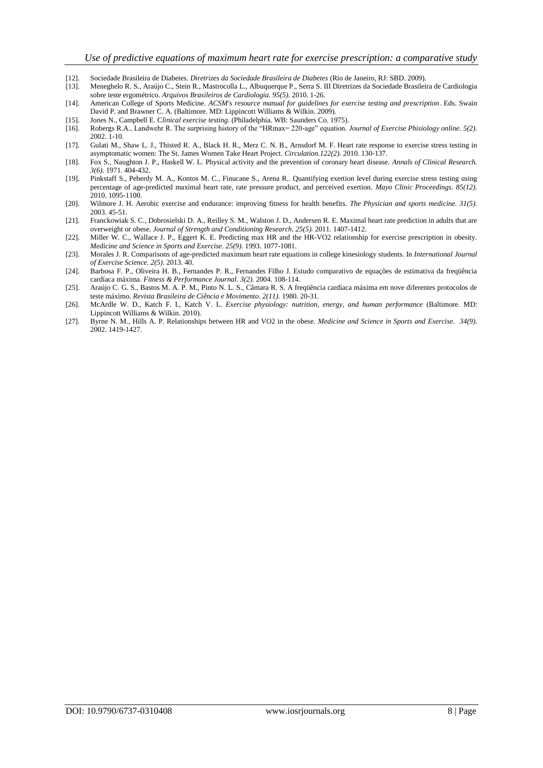[12]. Sociedade Brasileira de Diabetes. *Diretrizes da Sociedade Brasileira de Diabetes* (Rio de Janeiro, RJ: SBD. 2009).

[13]. Meneghelo R. S., Araújo C., Stein R., Mastrocolla L., Albuquerque P., Serra S. III Diretrizes da Sociedade Brasileira de Cardiologia sobre teste ergométrico. *Arquivos Brasileiros de Cardiologia*. *95(5)*. 2010. 1-26.

[14]. American College of Sports Medicine. *ACSM's resource manual for guidelines for exercise testing and prescription*. Eds. Swain David P. and Brawner C. A. (Baltimore. MD: Lippincott Williams & Wilkin. 2009).

[15]. Jones N., Campbell E. C*linical exercise testing*. (Philadelphia. WB: Saunders Co. 1975).

[16]. Robergs R.A., Landwehr R. The surprising history of the "HRmax= 220-age" equation. *Journal of Exercise Phisiology online*. *5(2)*. 2002. 1-10.

[17]. Gulati M., Shaw L. J., Thisted R. A., Black H. R., Merz C. N. B., Arnsdorf M. F. Heart rate response to exercise stress testing in asymptomatic women: The St. James Women Take Heart Project. *Circulation.122(2)*. 2010. 130-137.

[18]. Fox S., Naughton J. P., Haskell W. L. Physical activity and the prevention of coronary heart disease. *Annals of Clinical Research. 3(6)*. 1971. 404-432.

[19]. Pinkstaff S., Peberdy M. A., Kontos M. C., Finucane S., Arena R.. Quantifying exertion level during exercise stress testing using percentage of age-predicted maximal heart rate, rate pressure product, and perceived exertion. *Mayo Clinic Proceedings*. *85(12)*. 2010. 1095-1100.

[20]. Wilmore J. H. Aerobic exercise and endurance: improving fitness for health benefits. *The Physician and sports medicine. 31(5)*. 2003. 45-51.

[21]. Franckowiak S. C., Dobrosielski D. A., Reilley S. M., Walston J. D., Andersen R. E. Maximal heart rate prediction in adults that are overweight or obese. *Journal of Strength and Conditioning Research. 25(5)*. 2011. 1407-1412.

[22]. Miller W. C., Wallace J. P., Eggert K. E. Predicting max HR and the HR-VO2 relationship for exercise prescription in obesity. *Medicine and Science in Sports and Exercise*. *25(9)*. 1993. 1077-1081.

[23]. Morales J. R. Comparisons of age-predicted maximum heart rate equations in college kinesiology students. In *International Journal of Exercise Science*. *2(5)*. 2013. 40.

[24]. Barbosa F. P., Oliveira H. B., Fernandes P. R., Fernandes Filho J. Estudo comparativo de equações de estimativa da freqüência cardíaca máxima. *Fitness & Performance Journal*. *3(2)*. 2004. 108-114.

[25]. Araújo C. G. S., Bastos M. A. P. M., Pinto N. L. S., Câmara R. S. A freqüência cardíaca máxima em nove diferentes protocolos de teste máximo. *Revista Brasileira de Ciência e Movimento*. *2(11)*. 1980. 20-31.

[26]. McArdle W. D., Katch F. I., Katch V. L. *Exercise physiology: nutrition, energy, and human performance* (Baltimore. MD: Lippincott Williams & Wilkin. 2010).

[27]. Byrne N. M., Hills A. P. Relationships between HR and VO2 in the obese. *Medicine and Science in Sports and Exercise*. *34(9)*. 2002. 1419-1427.